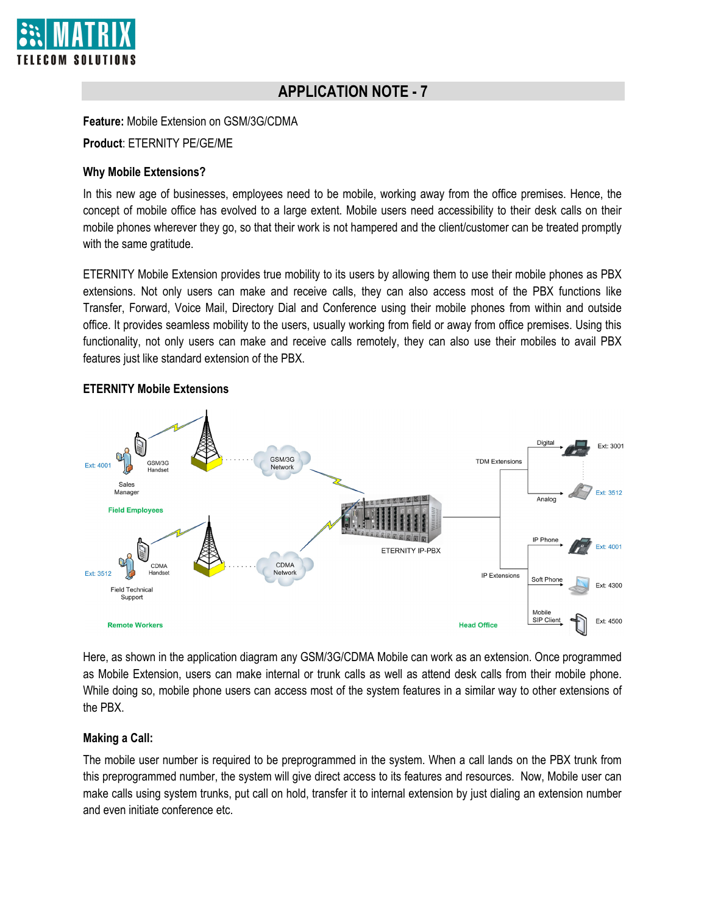# APPLICATION NOTE - 7

**Feature:** Mobile Extension on GSM/3G/CDMA

**Product**: ETERNITY PE/GE/ME

### Why Mobile Extensions?

In this new age of businesses, employees need to be mobile, working away from the office premises. Hence, the concept of mobile office has evolved to a large extent. Mobile users need accessibility to their desk calls on their mobile phones wherever they go, so that their work is not hampered and the client/customer can be treated promptly with the same gratitude.

ETERNITY Mobile Extension provides true mobility to its users by allowing them to use their mobile phones as PBX extensions. Not only users can make and receive calls, they can also access most of the PBX functions like Transfer, Forward, Voice Mail, Directory Dial and Conference using their mobile phones from within and outside office. It provides seamless mobility to the users, usually working from field or away from office premises. Using this functionality, not only users can make and receive calls remotely, they can also use their mobiles to avail PBX features just like standard extension of the PBX.

### ETERNITY Mobile Extensions

Here, as shown in the application diagram any GSM/3G/CDMA Mobile can work as an extension. Once programmed as Mobile Extension, users can make internal or trunk calls as well as attend desk calls from their mobile phone. While doing so, mobile phone users can access most of the system features in a similar way to other extensions of the PBX.

### Making a Call:

The mobile user number is required to be preprogrammed in the system. When a call lands on the PBX trunk from this preprogrammed number, the system will give direct access to its features and resources. Now, Mobile user can make calls using system trunks, put call on hold, transfer it to internal extension by just dialing an extension number and even initiate conference etc.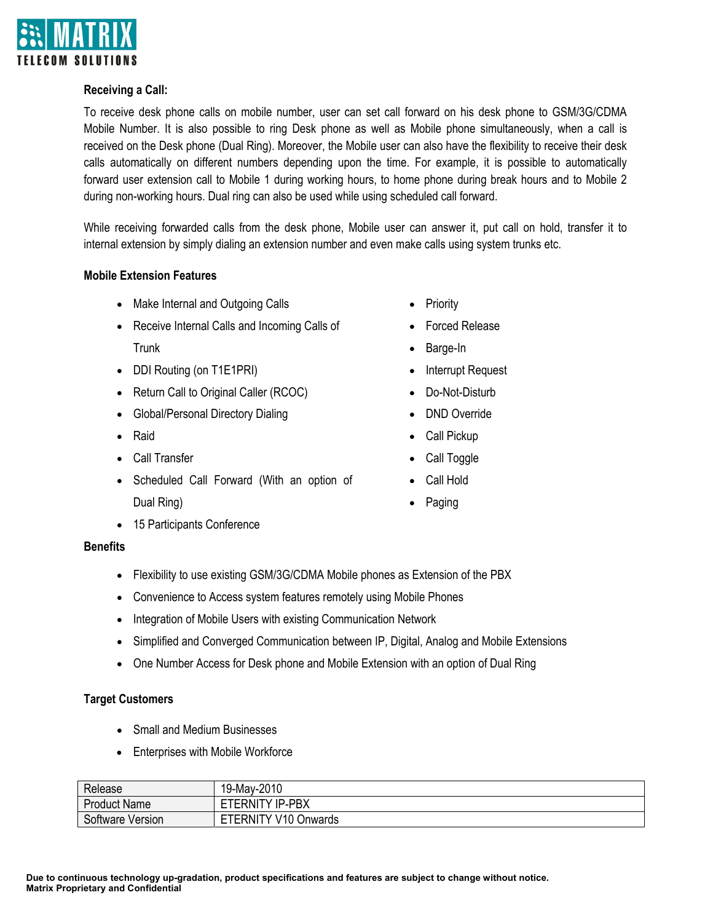**Receiving a Call:**

To receive desk phone calls on mobile number, user can set call forward on his desk phone to GSM/3G/CDMA Mobile Number. It is also possible to ring Desk phone as well as Mobile phone simultaneously, when a call is received on the Desk phone (Dual Ring). Moreover, the Mobile user can also have the flexibility to receive their desk calls automatically on different numbers depending upon the time. For example, it is possible to automatically forward user extension call to Mobile 1 during working hours, to home phone during break hours and to Mobile 2 during non-working hours. Dual ring can also be used while using scheduled call forward.

While receiving forwarded calls from the desk phone, Mobile user can answer it, put call on hold, transfer it to internal extension by simply dialing an extension number and even make calls using system trunks etc.

**Mobile Extension Features**

- Make Internal and Outgoing Calls
- Receive Internal Calls and Incoming Calls of Trunk
- DDI Routing (on T1E1PRI)
- Return Call to Original Caller (RCOC)
- Global/Personal Directory Dialing
- Raid
- Call Transfer
- Scheduled Call Forward (With an option of Dual Ring)
- 15 Participants Conference
- Priority
- Forced Release
- Barge-In
- Interrupt Request
- Do-Not-Disturb
- DND Override
- Call Pickup
- Call Toggle
- Call Hold
- Paging

**Benefits**

- Flexibility to use existing GSM/3G/CDMA Mobile phones as Extension of the PBX
- Convenience to Access system features remotely using Mobile Phones
- Integration of Mobile Users with existing Communication Network
- Simplified and Converged Communication between IP, Digital, Analog and Mobile Extensions
- One Number Access for Desk phone and Mobile Extension with an option of Dual Ring

**Target Customers**

- Small and Medium Businesses
- Enterprises with Mobile Workforce

| | |
|---|---|
| Release | 19-May-2010 |
| Product Name | ETERNITY IP-PBX |
| Software Version | ETERNITY V10 Onwards |

**Due to continuous technology up-gradation, product specifications and features are subject to change without notice.**
**Matrix Proprietary and Confidential**